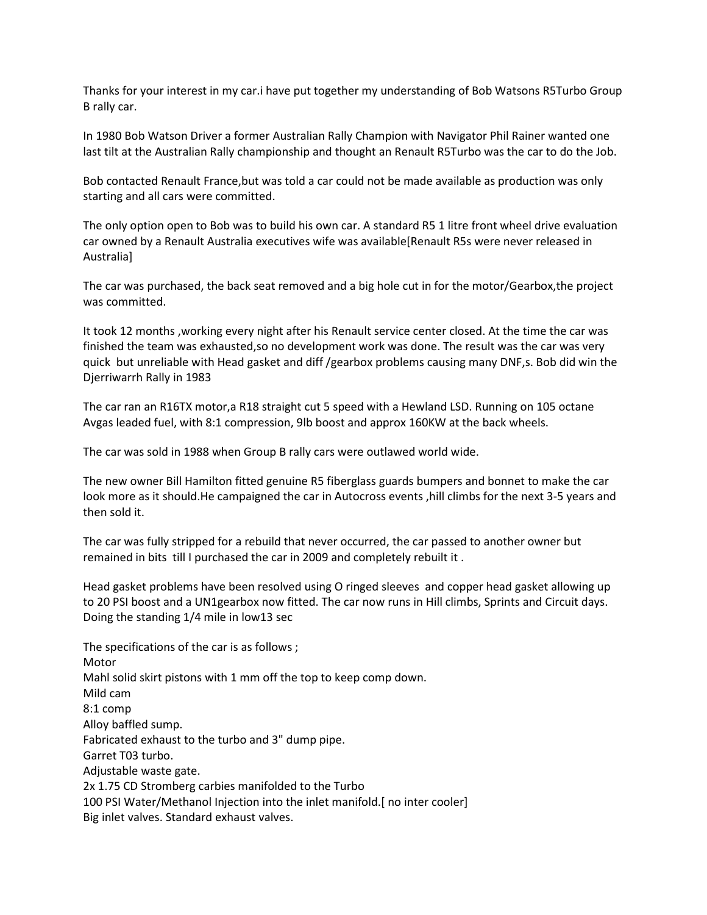Thanks for your interest in my car.i have put together my understanding of Bob Watsons R5Turbo Group B rally car.

In 1980 Bob Watson Driver a former Australian Rally Champion with Navigator Phil Rainer wanted one last tilt at the Australian Rally championship and thought an Renault R5Turbo was the car to do the Job.

Bob contacted Renault France,but was told a car could not be made available as production was only starting and all cars were committed.

The only option open to Bob was to build his own car. A standard R5 1 litre front wheel drive evaluation car owned by a Renault Australia executives wife was available[Renault R5s were never released in Australia]

The car was purchased, the back seat removed and a big hole cut in for the motor/Gearbox,the project was committed.

It took 12 months ,working every night after his Renault service center closed. At the time the car was finished the team was exhausted,so no development work was done. The result was the car was very quick but unreliable with Head gasket and diff /gearbox problems causing many DNF,s. Bob did win the Djerriwarrh Rally in 1983

The car ran an R16TX motor,a R18 straight cut 5 speed with a Hewland LSD. Running on 105 octane Avgas leaded fuel, with 8:1 compression, 9lb boost and approx 160KW at the back wheels.

The car was sold in 1988 when Group B rally cars were outlawed world wide.

The new owner Bill Hamilton fitted genuine R5 fiberglass guards bumpers and bonnet to make the car look more as it should.He campaigned the car in Autocross events ,hill climbs for the next 3-5 years and then sold it.

The car was fully stripped for a rebuild that never occurred, the car passed to another owner but remained in bits till I purchased the car in 2009 and completely rebuilt it .

Head gasket problems have been resolved using O ringed sleeves and copper head gasket allowing up to 20 PSI boost and a UN1gearbox now fitted. The car now runs in Hill climbs, Sprints and Circuit days. Doing the standing 1/4 mile in low13 sec

The specifications of the car is as follows ;
Motor
Mahl solid skirt pistons with 1 mm off the top to keep comp down.
Mild cam
8:1 comp
Alloy baffled sump.
Fabricated exhaust to the turbo and 3" dump pipe.
Garret T03 turbo.
Adjustable waste gate.
2x 1.75 CD Stromberg carbies manifolded to the Turbo
100 PSI Water/Methanol Injection into the inlet manifold.[ no inter cooler]
Big inlet valves. Standard exhaust valves.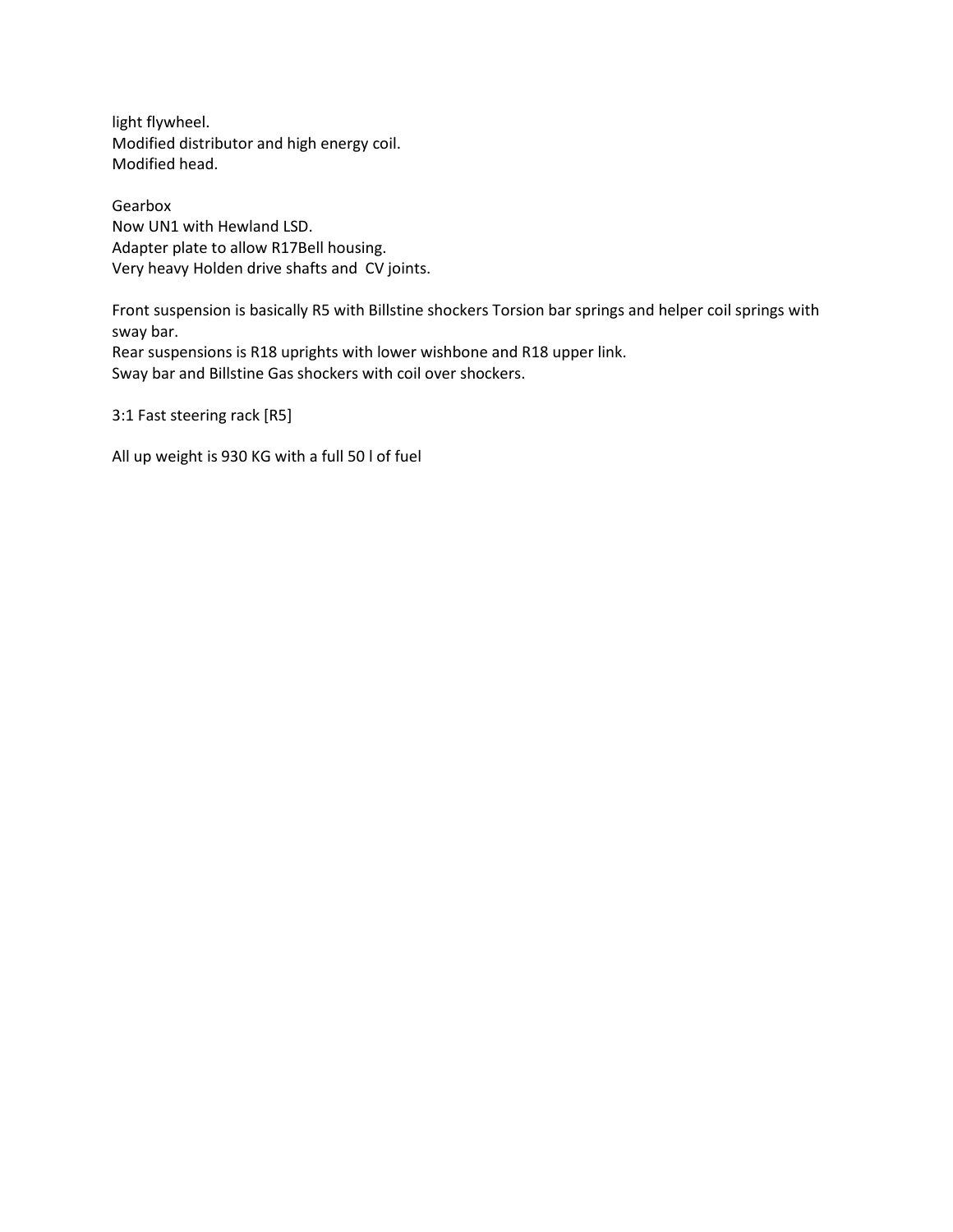light flywheel.
Modified distributor and high energy coil.
Modified head.

Gearbox
Now UN1 with Hewland LSD.
Adapter plate to allow R17Bell housing.
Very heavy Holden drive shafts and  CV joints.

Front suspension is basically R5 with Billstine shockers Torsion bar springs and helper coil springs with sway bar.
Rear suspensions is R18 uprights with lower wishbone and R18 upper link.
Sway bar and Billstine Gas shockers with coil over shockers.

3:1 Fast steering rack [R5]

All up weight is 930 KG with a full 50 l of fuel